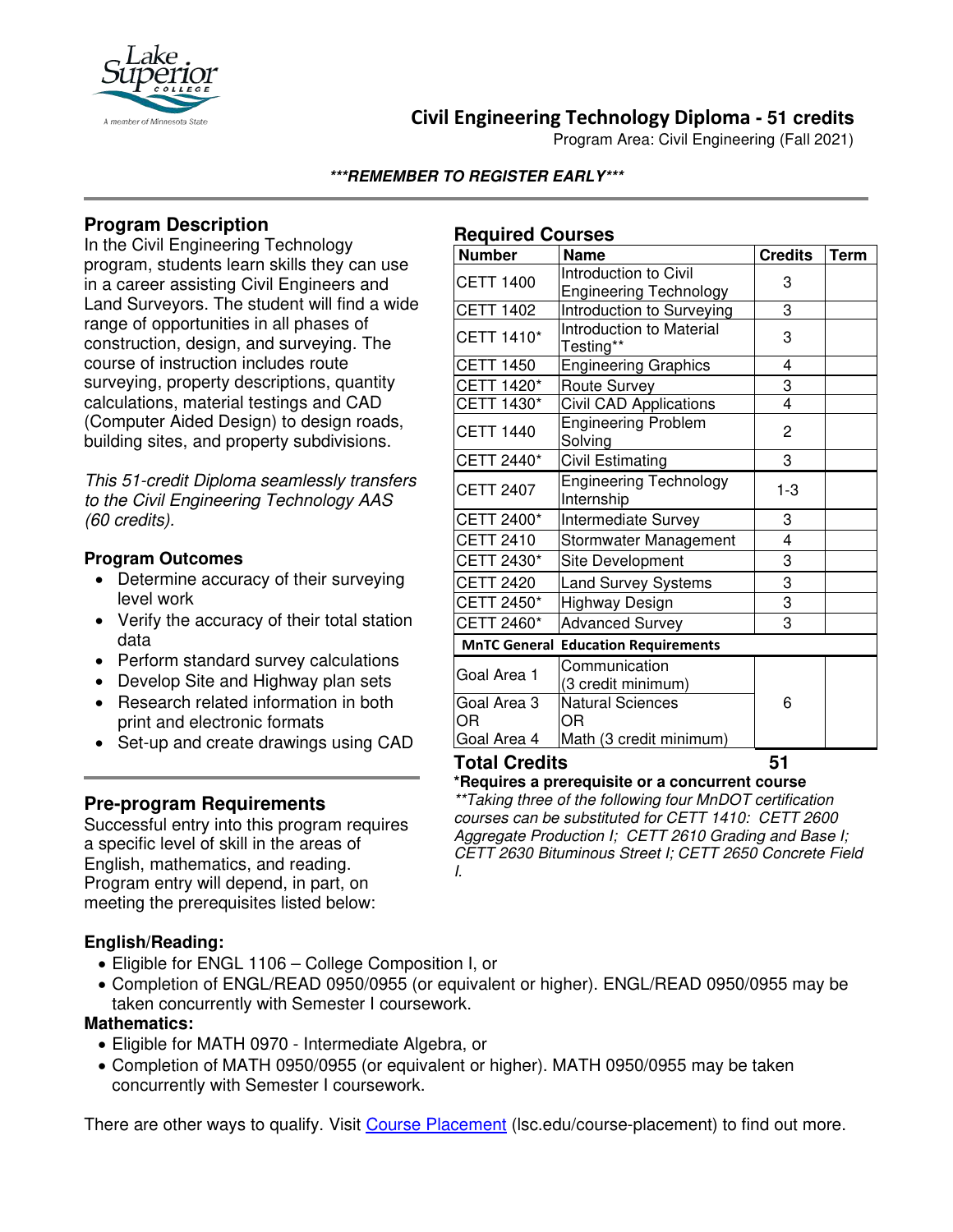# Civil Engineering Technology Diploma - 51 credits

Program Area: Civil Engineering (Fall 2021)

***REMEMBER TO REGISTER EARLY***

## Program Description

In the Civil Engineering Technology program, students learn skills they can use in a career assisting Civil Engineers and Land Surveyors. The student will find a wide range of opportunities in all phases of construction, design, and surveying. The course of instruction includes route surveying, property descriptions, quantity calculations, material testings and CAD (Computer Aided Design) to design roads, building sites, and property subdivisions.

*This 51-credit Diploma seamlessly transfers to the Civil Engineering Technology AAS (60 credits).*

### Program Outcomes

- Determine accuracy of their surveying level work
- Verify the accuracy of their total station data
- Perform standard survey calculations
- Develop Site and Highway plan sets
- Research related information in both print and electronic formats
- Set-up and create drawings using CAD

## Required Courses

| Number | Name | Credits | Term |
|---|---|---|---|
| CETT 1400 | Introduction to Civil Engineering Technology | 3 | |
| CETT 1402 | Introduction to Surveying | 3 | |
| CETT 1410* | Introduction to Material Testing** | 3 | |
| CETT 1450 | Engineering Graphics | 4 | |
| CETT 1420* | Route Survey | 3 | |
| CETT 1430* | Civil CAD Applications | 4 | |
| CETT 1440 | Engineering Problem Solving | 2 | |
| CETT 2440* | Civil Estimating | 3 | |
| CETT 2407 | Engineering Technology Internship | 1-3 | |
| CETT 2400* | Intermediate Survey | 3 | |
| CETT 2410 | Stormwater Management | 4 | |
| CETT 2430* | Site Development | 3 | |
| CETT 2420 | Land Survey Systems | 3 | |
| CETT 2450* | Highway Design | 3 | |
| CETT 2460* | Advanced Survey | 3 | |
| **MnTC General Education Requirements** | | | |
| Goal Area 1 | Communication (3 credit minimum) | 6 | |
| Goal Area 3 OR Goal Area 4 | Natural Sciences OR Math (3 credit minimum) | | |
| **Total Credits** | | **51** | |

**\*Requires a prerequisite or a concurrent course**

*\*\*Taking three of the following four MnDOT certification courses can be substituted for CETT 1410: CETT 2600 Aggregate Production I; CETT 2610 Grading and Base I; CETT 2630 Bituminous Street I; CETT 2650 Concrete Field I.*

## Pre-program Requirements

Successful entry into this program requires a specific level of skill in the areas of English, mathematics, and reading. Program entry will depend, in part, on meeting the prerequisites listed below:

### English/Reading:

- Eligible for ENGL 1106 – College Composition I, or
- Completion of ENGL/READ 0950/0955 (or equivalent or higher). ENGL/READ 0950/0955 may be taken concurrently with Semester I coursework.

### Mathematics:

- Eligible for MATH 0970 - Intermediate Algebra, or
- Completion of MATH 0950/0955 (or equivalent or higher). MATH 0950/0955 may be taken concurrently with Semester I coursework.

There are other ways to qualify. Visit Course Placement (lsc.edu/course-placement) to find out more.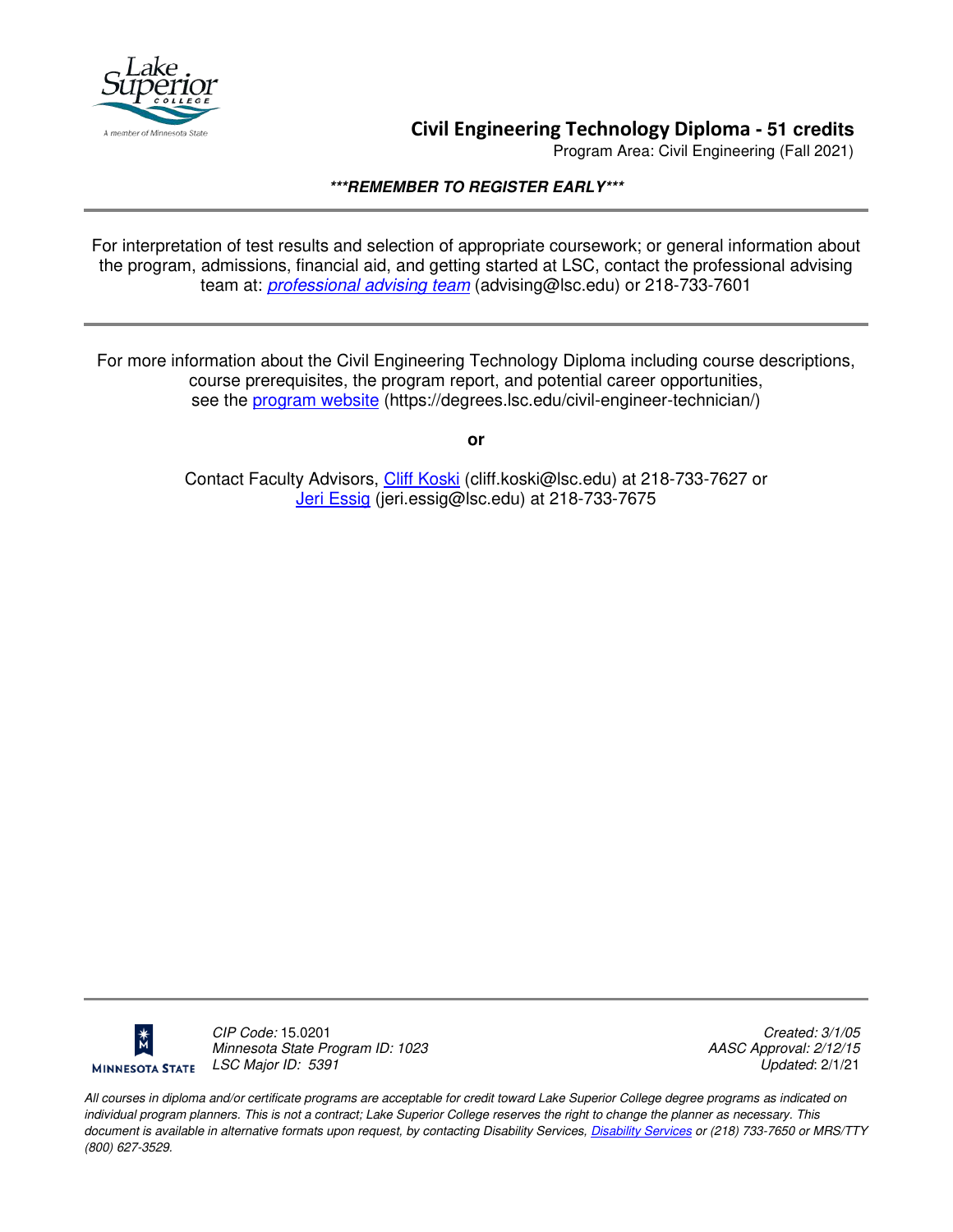# Civil Engineering Technology Diploma - 51 credits

Program Area: Civil Engineering (Fall 2021)

***REMEMBER TO REGISTER EARLY***

---

For interpretation of test results and selection of appropriate coursework; or general information about the program, admissions, financial aid, and getting started at LSC, contact the professional advising team at: *professional advising team* (advising@lsc.edu) or 218-733-7601

---

For more information about the Civil Engineering Technology Diploma including course descriptions, course prerequisites, the program report, and potential career opportunities, see the program website (https://degrees.lsc.edu/civil-engineer-technician/)

**or**

Contact Faculty Advisors, Cliff Koski (cliff.koski@lsc.edu) at 218-733-7627 or Jeri Essig (jeri.essig@lsc.edu) at 218-733-7675

---

*CIP Code:* 15.0201
*Minnesota State Program ID: 1023*
*LSC Major ID: 5391*

*Created: 3/1/05*
*AASC Approval: 2/12/15*
*Updated*: 2/1/21

*All courses in diploma and/or certificate programs are acceptable for credit toward Lake Superior College degree programs as indicated on individual program planners. This is not a contract; Lake Superior College reserves the right to change the planner as necessary. This document is available in alternative formats upon request, by contacting Disability Services, Disability Services or (218) 733-7650 or MRS/TTY (800) 627-3529.*